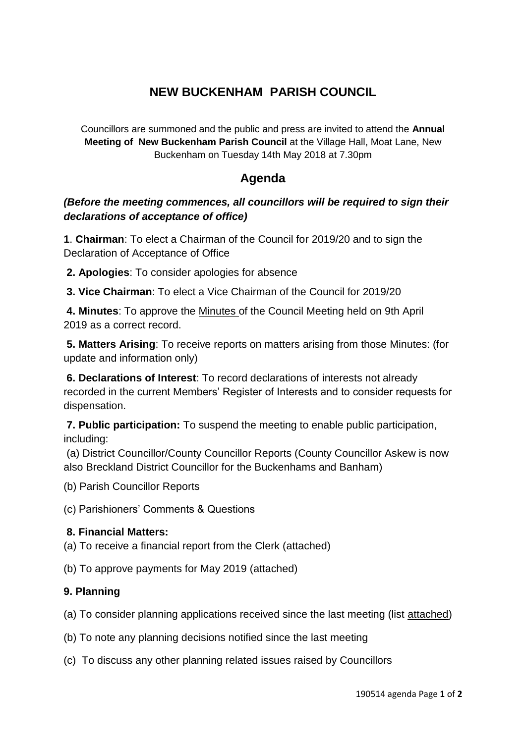# NEW BUCKENHAM PARISH COUNCIL

Councillors are summoned and the public and press are invited to attend the **Annual Meeting of New Buckenham Parish Council** at the Village Hall, Moat Lane, New Buckenham on Tuesday 14th May 2018 at 7.30pm

## Agenda

***(Before the meeting commences, all councillors will be required to sign their declarations of acceptance of office)***

**1**. **Chairman**: To elect a Chairman of the Council for 2019/20 and to sign the Declaration of Acceptance of Office

**2. Apologies**: To consider apologies for absence

**3. Vice Chairman**: To elect a Vice Chairman of the Council for 2019/20

**4. Minutes**: To approve the Minutes of the Council Meeting held on 9th April 2019 as a correct record.

**5. Matters Arising**: To receive reports on matters arising from those Minutes: (for update and information only)

**6. Declarations of Interest**: To record declarations of interests not already recorded in the current Members' Register of Interests and to consider requests for dispensation.

**7. Public participation:** To suspend the meeting to enable public participation, including:

(a) District Councillor/County Councillor Reports (County Councillor Askew is now also Breckland District Councillor for the Buckenhams and Banham)

(b) Parish Councillor Reports

(c) Parishioners' Comments & Questions

**8. Financial Matters:**

(a) To receive a financial report from the Clerk (attached)

(b) To approve payments for May 2019 (attached)

**9. Planning**

(a) To consider planning applications received since the last meeting (list attached)

(b) To note any planning decisions notified since the last meeting

(c) To discuss any other planning related issues raised by Councillors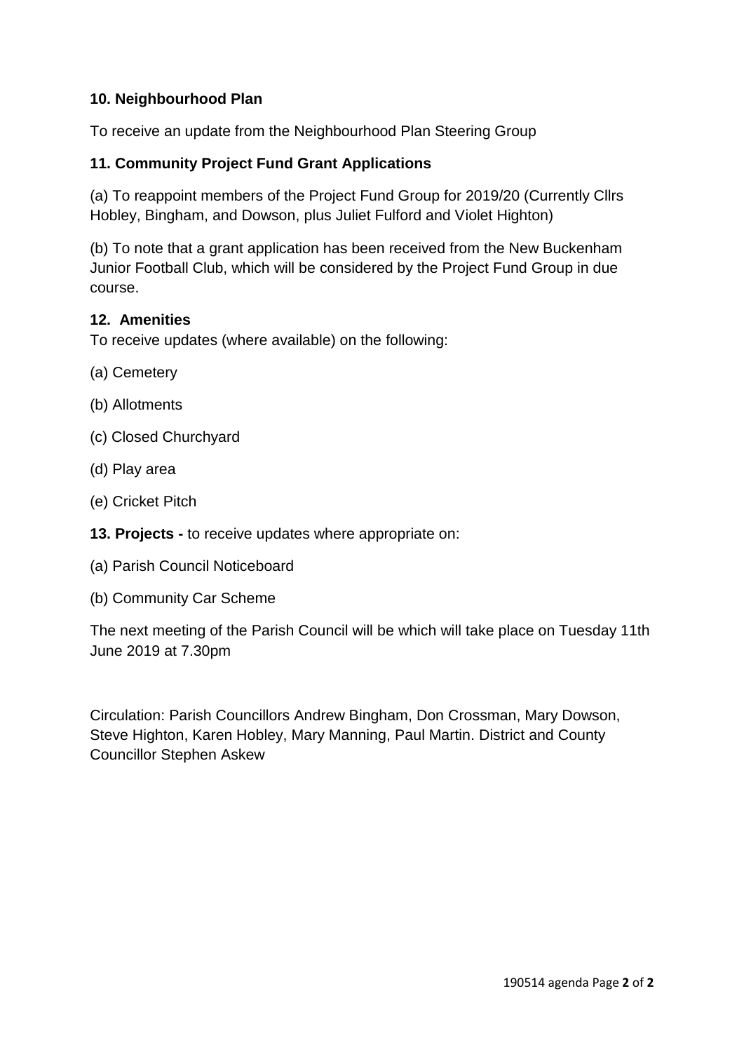**10. Neighbourhood Plan**

To receive an update from the Neighbourhood Plan Steering Group

**11. Community Project Fund Grant Applications**

(a) To reappoint members of the Project Fund Group for 2019/20 (Currently Cllrs Hobley, Bingham, and Dowson, plus Juliet Fulford and Violet Highton)

(b) To note that a grant application has been received from the New Buckenham Junior Football Club, which will be considered by the Project Fund Group in due course.

**12. Amenities**

To receive updates (where available) on the following:

(a) Cemetery

(b) Allotments

(c) Closed Churchyard

(d) Play area

(e) Cricket Pitch

**13. Projects -** to receive updates where appropriate on:

(a) Parish Council Noticeboard

(b) Community Car Scheme

The next meeting of the Parish Council will be which will take place on Tuesday 11th June 2019 at 7.30pm

Circulation: Parish Councillors Andrew Bingham, Don Crossman, Mary Dowson, Steve Highton, Karen Hobley, Mary Manning, Paul Martin. District and County Councillor Stephen Askew